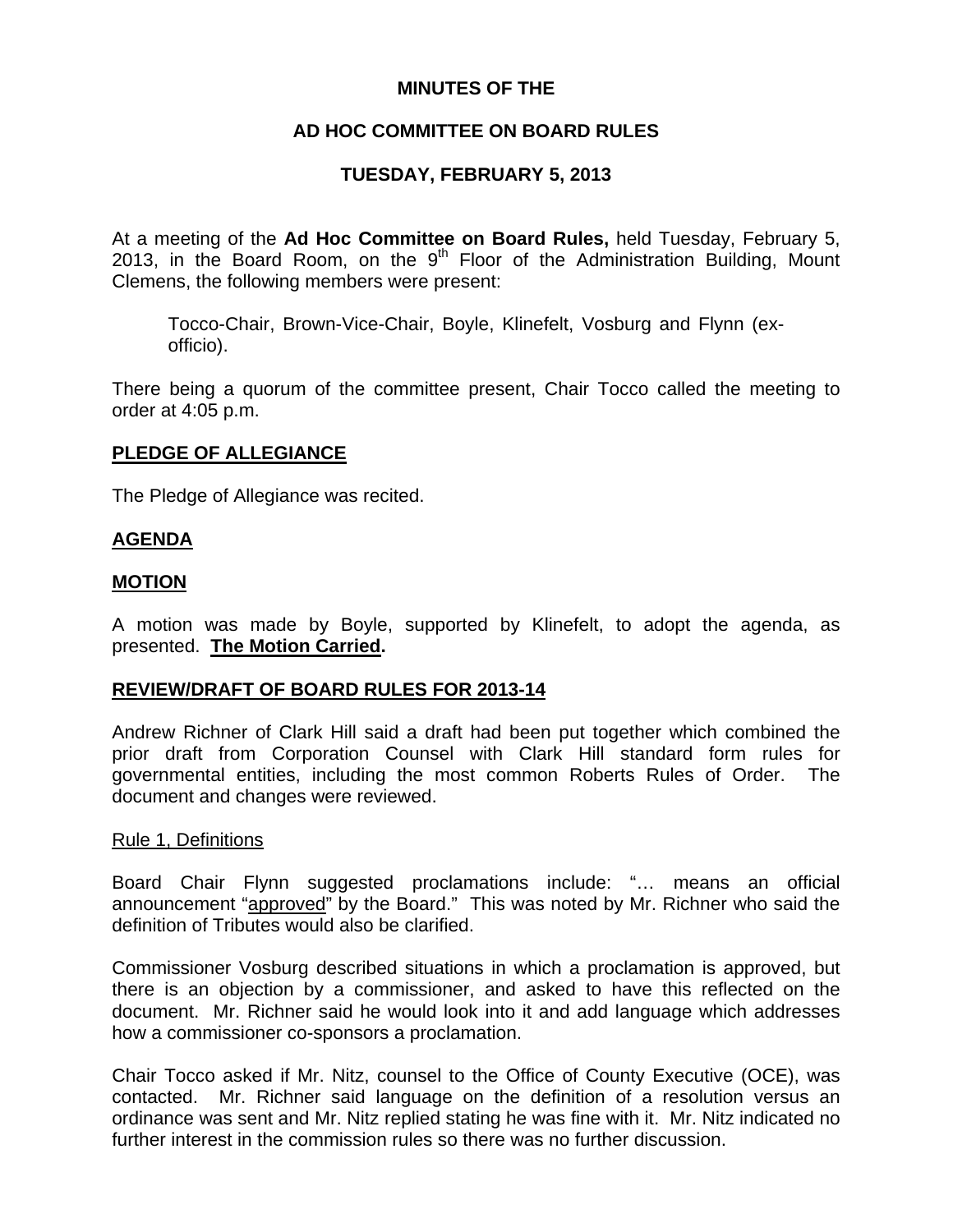**MINUTES OF THE**

**AD HOC COMMITTEE ON BOARD RULES**

**TUESDAY, FEBRUARY 5, 2013**

At a meeting of the **Ad Hoc Committee on Board Rules,** held Tuesday, February 5, 2013, in the Board Room, on the 9th Floor of the Administration Building, Mount Clemens, the following members were present:

> Tocco-Chair, Brown-Vice-Chair, Boyle, Klinefelt, Vosburg and Flynn (ex-officio).

There being a quorum of the committee present, Chair Tocco called the meeting to order at 4:05 p.m.

## PLEDGE OF ALLEGIANCE

The Pledge of Allegiance was recited.

## AGENDA

## MOTION

A motion was made by Boyle, supported by Klinefelt, to adopt the agenda, as presented. **The Motion Carried.**

## REVIEW/DRAFT OF BOARD RULES FOR 2013-14

Andrew Richner of Clark Hill said a draft had been put together which combined the prior draft from Corporation Counsel with Clark Hill standard form rules for governmental entities, including the most common Roberts Rules of Order. The document and changes were reviewed.

Rule 1, Definitions

Board Chair Flynn suggested proclamations include: "… means an official announcement "approved" by the Board." This was noted by Mr. Richner who said the definition of Tributes would also be clarified.

Commissioner Vosburg described situations in which a proclamation is approved, but there is an objection by a commissioner, and asked to have this reflected on the document. Mr. Richner said he would look into it and add language which addresses how a commissioner co-sponsors a proclamation.

Chair Tocco asked if Mr. Nitz, counsel to the Office of County Executive (OCE), was contacted. Mr. Richner said language on the definition of a resolution versus an ordinance was sent and Mr. Nitz replied stating he was fine with it. Mr. Nitz indicated no further interest in the commission rules so there was no further discussion.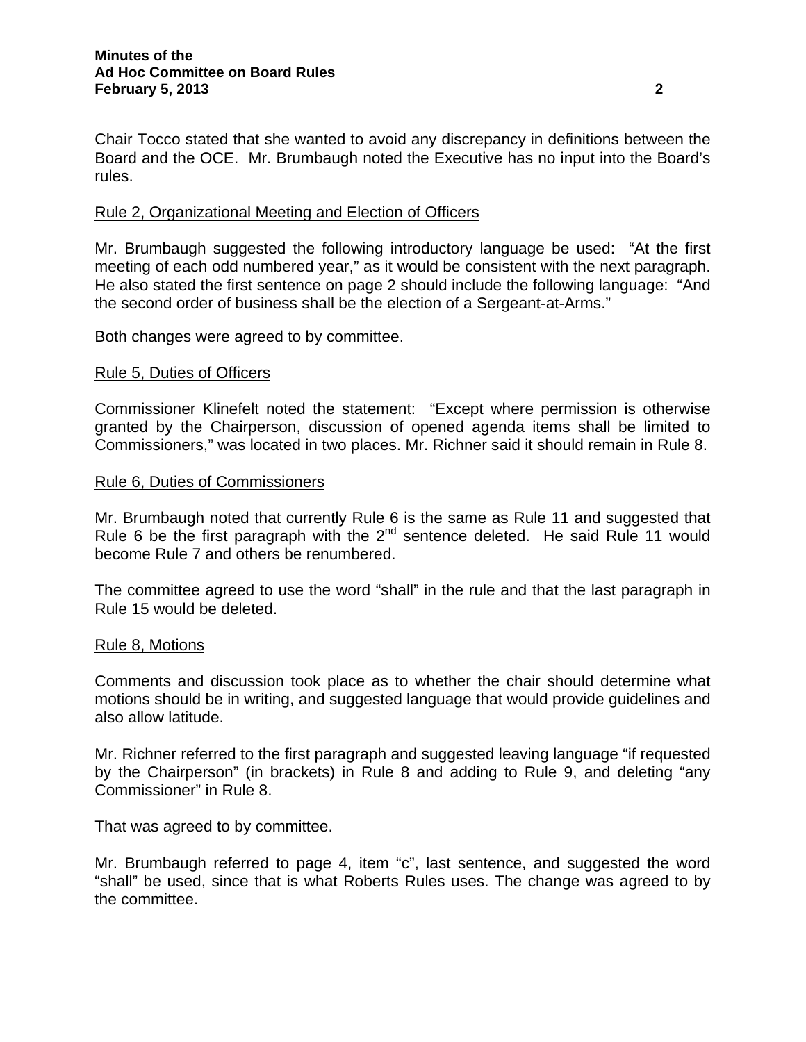Chair Tocco stated that she wanted to avoid any discrepancy in definitions between the Board and the OCE. Mr. Brumbaugh noted the Executive has no input into the Board's rules.

Rule 2, Organizational Meeting and Election of Officers

Mr. Brumbaugh suggested the following introductory language be used: "At the first meeting of each odd numbered year," as it would be consistent with the next paragraph. He also stated the first sentence on page 2 should include the following language: "And the second order of business shall be the election of a Sergeant-at-Arms."

Both changes were agreed to by committee.

Rule 5, Duties of Officers

Commissioner Klinefelt noted the statement: "Except where permission is otherwise granted by the Chairperson, discussion of opened agenda items shall be limited to Commissioners," was located in two places. Mr. Richner said it should remain in Rule 8.

Rule 6, Duties of Commissioners

Mr. Brumbaugh noted that currently Rule 6 is the same as Rule 11 and suggested that Rule 6 be the first paragraph with the 2nd sentence deleted. He said Rule 11 would become Rule 7 and others be renumbered.

The committee agreed to use the word "shall" in the rule and that the last paragraph in Rule 15 would be deleted.

Rule 8, Motions

Comments and discussion took place as to whether the chair should determine what motions should be in writing, and suggested language that would provide guidelines and also allow latitude.

Mr. Richner referred to the first paragraph and suggested leaving language "if requested by the Chairperson" (in brackets) in Rule 8 and adding to Rule 9, and deleting "any Commissioner" in Rule 8.

That was agreed to by committee.

Mr. Brumbaugh referred to page 4, item "c", last sentence, and suggested the word "shall" be used, since that is what Roberts Rules uses. The change was agreed to by the committee.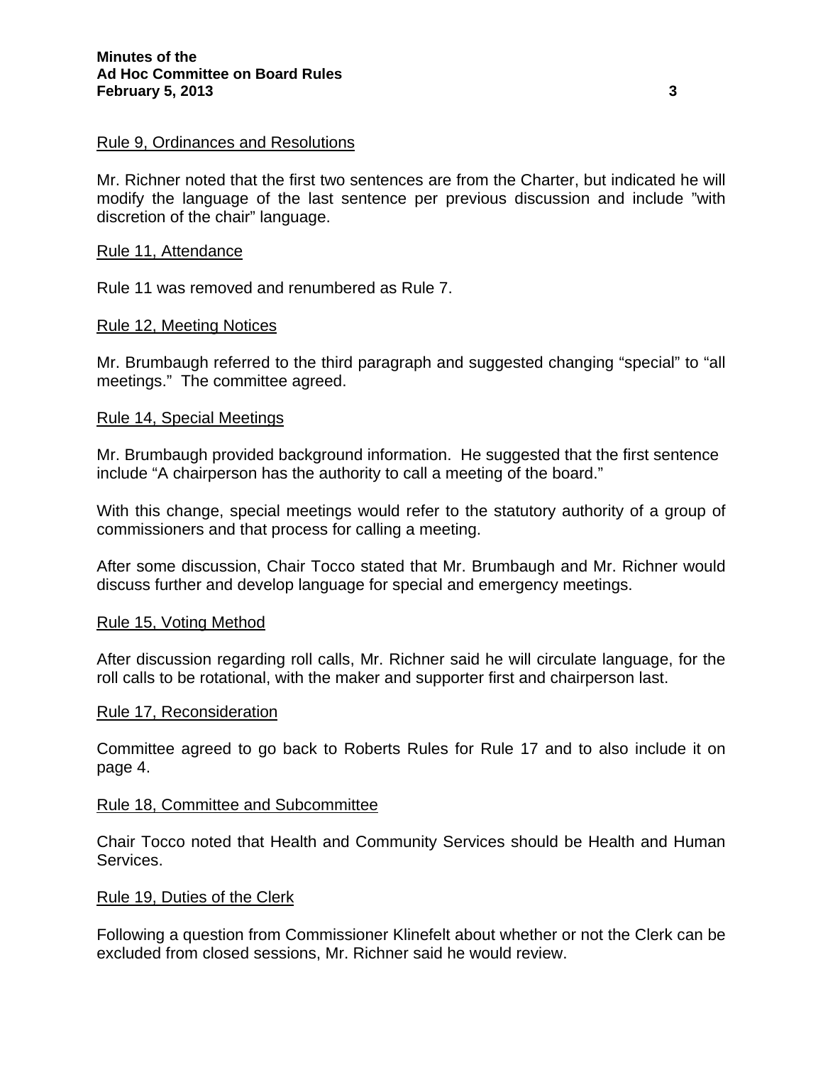Rule 9, Ordinances and Resolutions

Mr. Richner noted that the first two sentences are from the Charter, but indicated he will modify the language of the last sentence per previous discussion and include "with discretion of the chair" language.

Rule 11, Attendance

Rule 11 was removed and renumbered as Rule 7.

Rule 12, Meeting Notices

Mr. Brumbaugh referred to the third paragraph and suggested changing "special" to "all meetings." The committee agreed.

Rule 14, Special Meetings

Mr. Brumbaugh provided background information. He suggested that the first sentence include "A chairperson has the authority to call a meeting of the board."

With this change, special meetings would refer to the statutory authority of a group of commissioners and that process for calling a meeting.

After some discussion, Chair Tocco stated that Mr. Brumbaugh and Mr. Richner would discuss further and develop language for special and emergency meetings.

Rule 15, Voting Method

After discussion regarding roll calls, Mr. Richner said he will circulate language, for the roll calls to be rotational, with the maker and supporter first and chairperson last.

Rule 17, Reconsideration

Committee agreed to go back to Roberts Rules for Rule 17 and to also include it on page 4.

Rule 18, Committee and Subcommittee

Chair Tocco noted that Health and Community Services should be Health and Human Services.

Rule 19, Duties of the Clerk

Following a question from Commissioner Klinefelt about whether or not the Clerk can be excluded from closed sessions, Mr. Richner said he would review.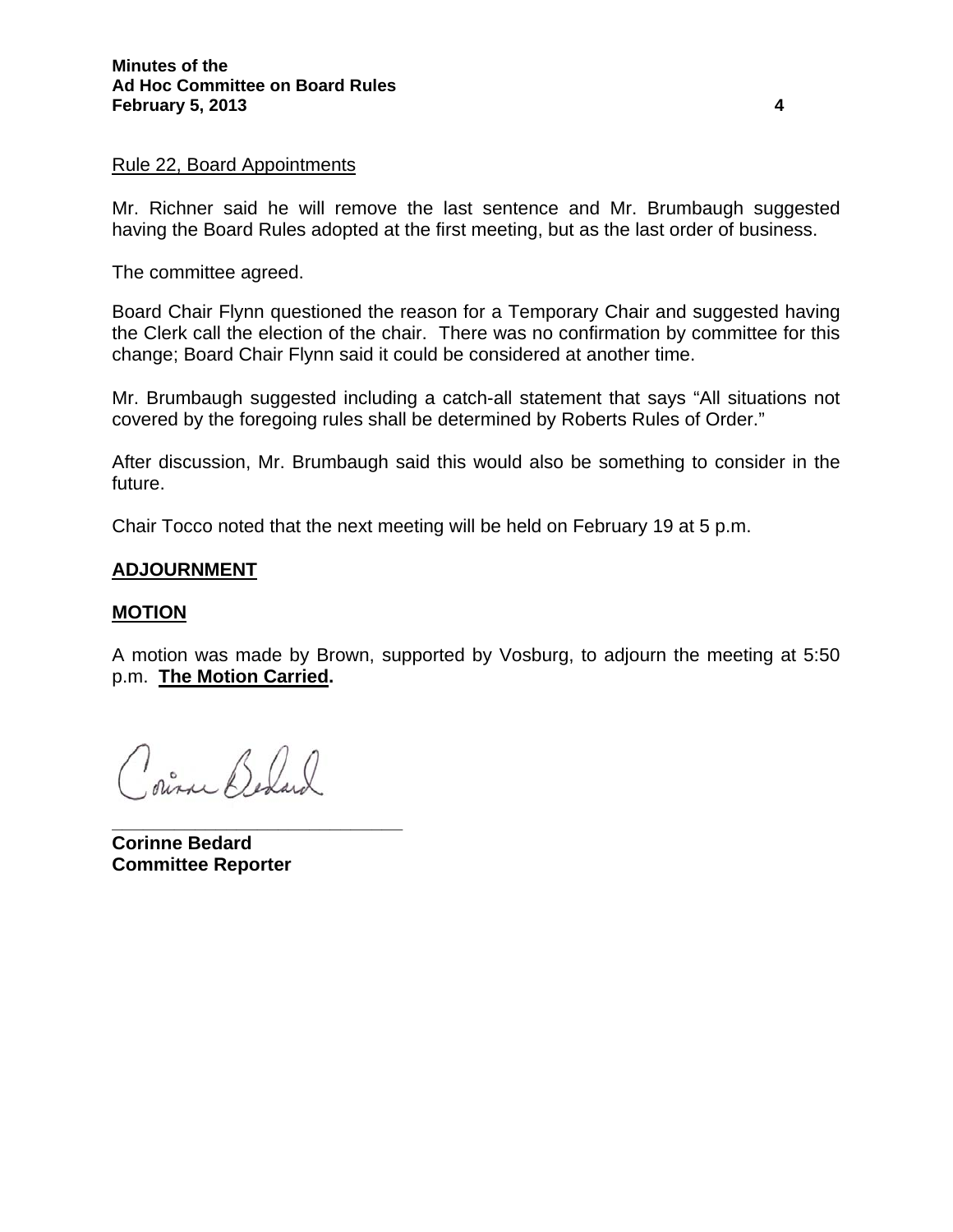Rule 22, Board Appointments

Mr. Richner said he will remove the last sentence and Mr. Brumbaugh suggested having the Board Rules adopted at the first meeting, but as the last order of business.

The committee agreed.

Board Chair Flynn questioned the reason for a Temporary Chair and suggested having the Clerk call the election of the chair. There was no confirmation by committee for this change; Board Chair Flynn said it could be considered at another time.

Mr. Brumbaugh suggested including a catch-all statement that says "All situations not covered by the foregoing rules shall be determined by Roberts Rules of Order."

After discussion, Mr. Brumbaugh said this would also be something to consider in the future.

Chair Tocco noted that the next meeting will be held on February 19 at 5 p.m.

**ADJOURNMENT**

**MOTION**

A motion was made by Brown, supported by Vosburg, to adjourn the meeting at 5:50 p.m. **The Motion Carried.**

_______________________________

**Corinne Bedard**
**Committee Reporter**